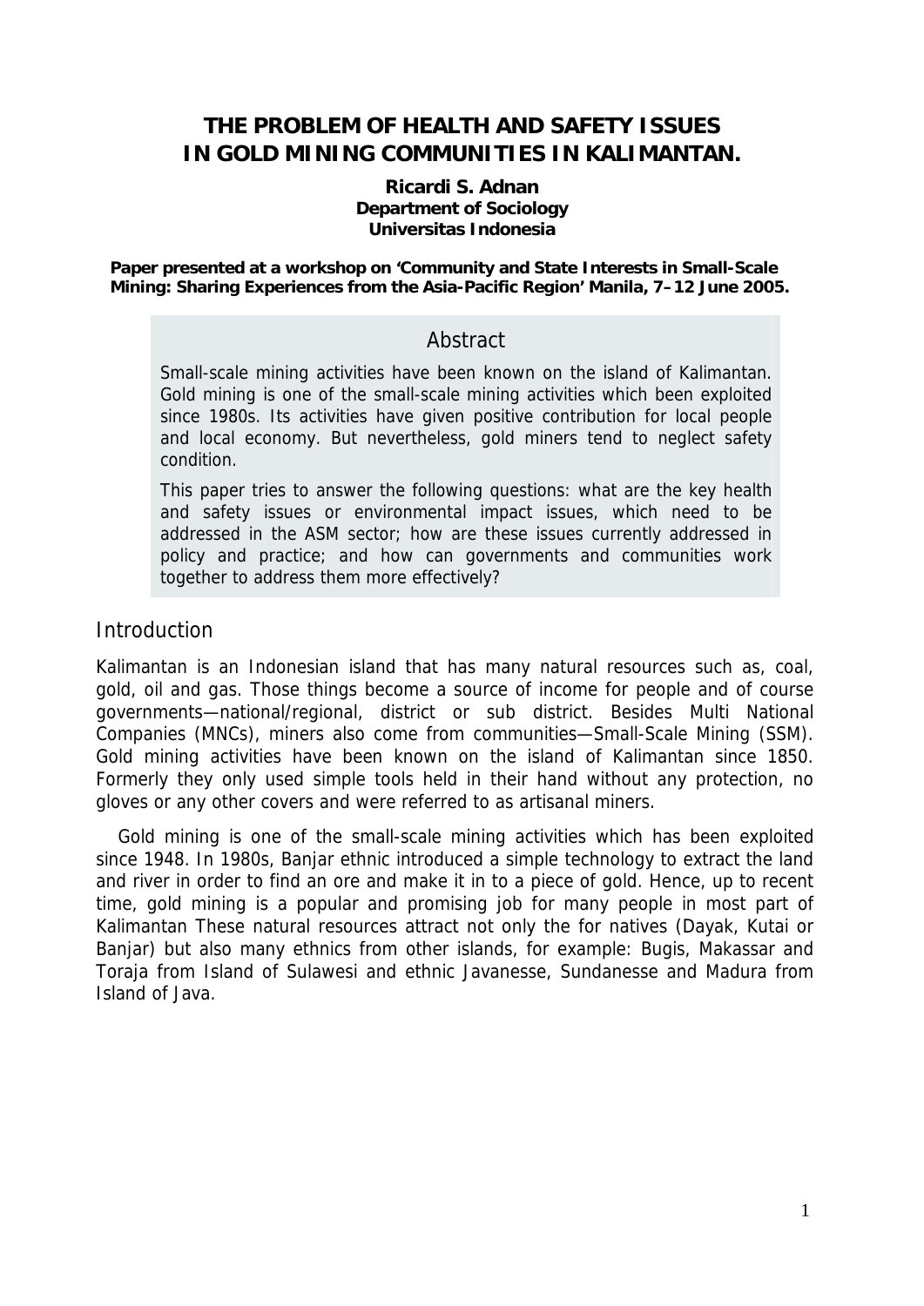# THE PROBLEM OF HEALTH AND SAFETY ISSUES IN GOLD MINING COMMUNITIES IN KALIMANTAN.

**Ricardi S. Adnan**
**Department of Sociology**
**Universitas Indonesia**

**Paper presented at a workshop on 'Community and State Interests in Small-Scale Mining: Sharing Experiences from the Asia-Pacific Region' Manila, 7–12 June 2005.**

## Abstract

Small-scale mining activities have been known on the island of Kalimantan. Gold mining is one of the small-scale mining activities which been exploited since 1980s. Its activities have given positive contribution for local people and local economy. But nevertheless, gold miners tend to neglect safety condition.

This paper tries to answer the following questions: what are the key health and safety issues or environmental impact issues, which need to be addressed in the ASM sector; how are these issues currently addressed in policy and practice; and how can governments and communities work together to address them more effectively?

## Introduction

Kalimantan is an Indonesian island that has many natural resources such as, coal, gold, oil and gas. Those things become a source of income for people and of course governments—national/regional, district or sub district. Besides Multi National Companies (MNCs), miners also come from communities—Small-Scale Mining (SSM). Gold mining activities have been known on the island of Kalimantan since 1850. Formerly they only used simple tools held in their hand without any protection, no gloves or any other covers and were referred to as artisanal miners.

Gold mining is one of the small-scale mining activities which has been exploited since 1948. In 1980s, Banjar ethnic introduced a simple technology to extract the land and river in order to find an ore and make it in to a piece of gold. Hence, up to recent time, gold mining is a popular and promising job for many people in most part of Kalimantan These natural resources attract not only the for natives (Dayak, Kutai or Banjar) but also many ethnics from other islands, for example: Bugis, Makassar and Toraja from Island of Sulawesi and ethnic Javanesse, Sundanesse and Madura from Island of Java.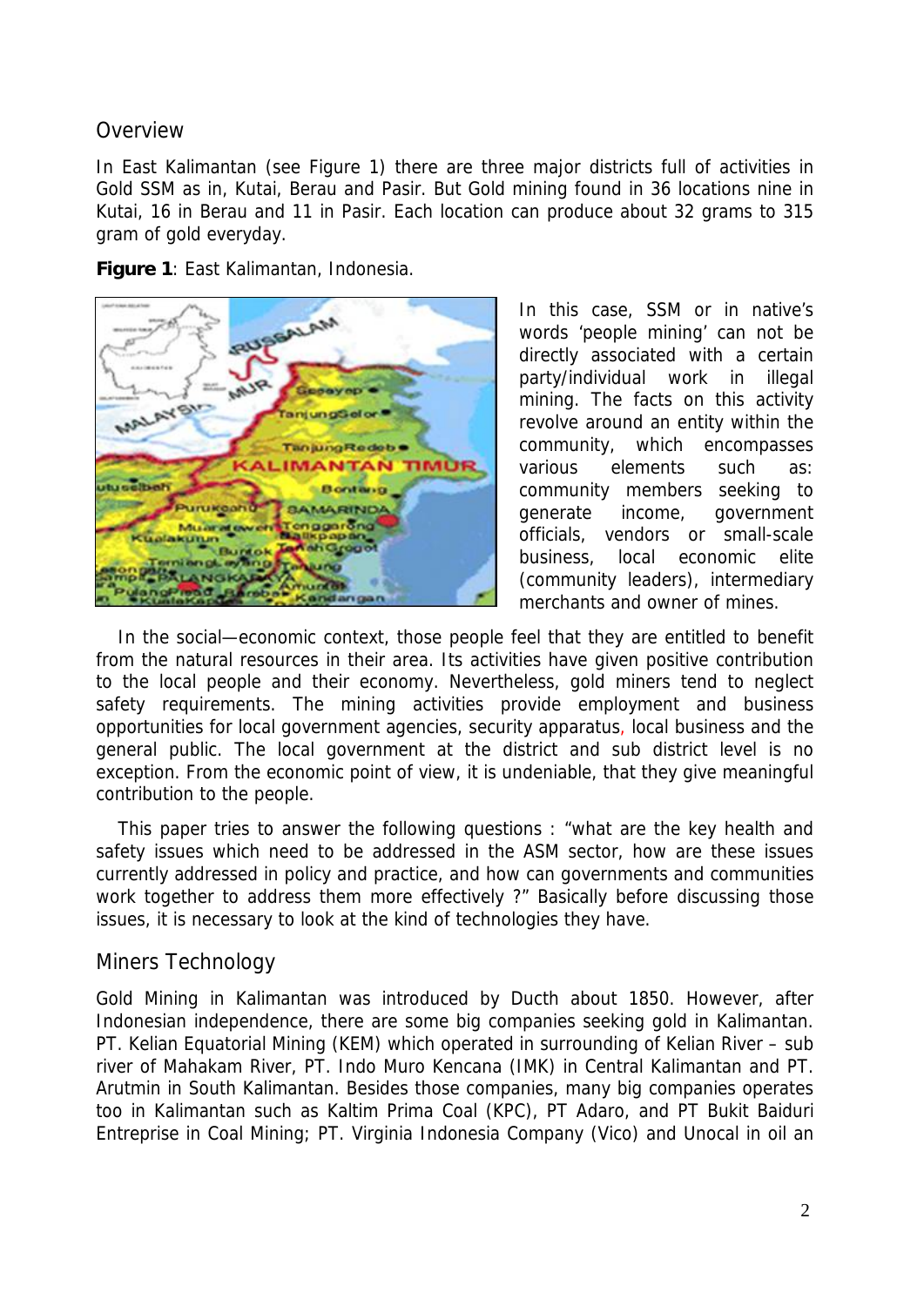## Overview

In East Kalimantan (see Figure 1) there are three major districts full of activities in Gold SSM as in, Kutai, Berau and Pasir. But Gold mining found in 36 locations nine in Kutai, 16 in Berau and 11 in Pasir. Each location can produce about 32 grams to 315 gram of gold everyday.

**Figure 1**: East Kalimantan, Indonesia.

In this case, SSM or in native's words 'people mining' can not be directly associated with a certain party/individual work in illegal mining. The facts on this activity revolve around an entity within the community, which encompasses various elements such as: community members seeking to generate income, government officials, vendors or small-scale business, local economic elite (community leaders), intermediary merchants and owner of mines.

In the social—economic context, those people feel that they are entitled to benefit from the natural resources in their area. Its activities have given positive contribution to the local people and their economy. Nevertheless, gold miners tend to neglect safety requirements. The mining activities provide employment and business opportunities for local government agencies, security apparatus, local business and the general public. The local government at the district and sub district level is no exception. From the economic point of view, it is undeniable, that they give meaningful contribution to the people.

This paper tries to answer the following questions : "what are the key health and safety issues which need to be addressed in the ASM sector, how are these issues currently addressed in policy and practice, and how can governments and communities work together to address them more effectively ?" Basically before discussing those issues, it is necessary to look at the kind of technologies they have.

## Miners Technology

Gold Mining in Kalimantan was introduced by Ducth about 1850. However, after Indonesian independence, there are some big companies seeking gold in Kalimantan. PT. Kelian Equatorial Mining (KEM) which operated in surrounding of Kelian River – sub river of Mahakam River, PT. Indo Muro Kencana (IMK) in Central Kalimantan and PT. Arutmin in South Kalimantan. Besides those companies, many big companies operates too in Kalimantan such as Kaltim Prima Coal (KPC), PT Adaro, and PT Bukit Baiduri Entreprise in Coal Mining; PT. Virginia Indonesia Company (Vico) and Unocal in oil an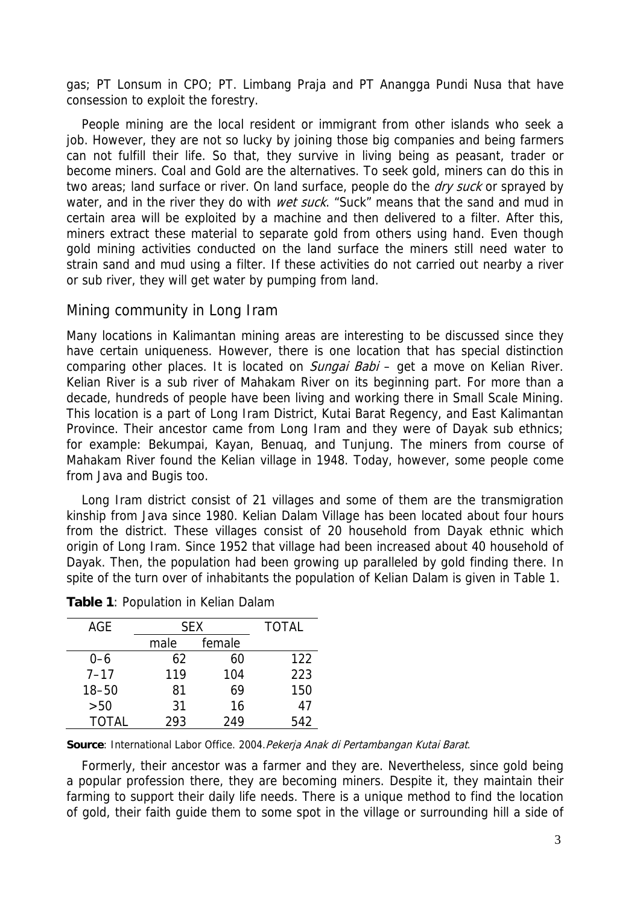gas; PT Lonsum in CPO; PT. Limbang Praja and PT Anangga Pundi Nusa that have consession to exploit the forestry.

People mining are the local resident or immigrant from other islands who seek a job. However, they are not so lucky by joining those big companies and being farmers can not fulfill their life. So that, they survive in living being as peasant, trader or become miners. Coal and Gold are the alternatives. To seek gold, miners can do this in two areas; land surface or river. On land surface, people do the *dry suck* or sprayed by water, and in the river they do with *wet suck*. "Suck" means that the sand and mud in certain area will be exploited by a machine and then delivered to a filter. After this, miners extract these material to separate gold from others using hand. Even though gold mining activities conducted on the land surface the miners still need water to strain sand and mud using a filter. If these activities do not carried out nearby a river or sub river, they will get water by pumping from land.

## Mining community in Long Iram

Many locations in Kalimantan mining areas are interesting to be discussed since they have certain uniqueness. However, there is one location that has special distinction comparing other places. It is located on *Sungai Babi* – get a move on Kelian River. Kelian River is a sub river of Mahakam River on its beginning part. For more than a decade, hundreds of people have been living and working there in Small Scale Mining. This location is a part of Long Iram District, Kutai Barat Regency, and East Kalimantan Province. Their ancestor came from Long Iram and they were of Dayak sub ethnics; for example: Bekumpai, Kayan, Benuaq, and Tunjung. The miners from course of Mahakam River found the Kelian village in 1948. Today, however, some people come from Java and Bugis too.

Long Iram district consist of 21 villages and some of them are the transmigration kinship from Java since 1980. Kelian Dalam Village has been located about four hours from the district. These villages consist of 20 household from Dayak ethnic which origin of Long Iram. Since 1952 that village had been increased about 40 household of Dayak. Then, the population had been growing up paralleled by gold finding there. In spite of the turn over of inhabitants the population of Kelian Dalam is given in Table 1.

**Table 1**: Population in Kelian Dalam

| AGE | SEX | | TOTAL |
|---|---|---|---|
| | male | female | |
| 0–6 | 62 | 60 | 122 |
| 7–17 | 119 | 104 | 223 |
| 18–50 | 81 | 69 | 150 |
| >50 | 31 | 16 | 47 |
| TOTAL | 293 | 249 | 542 |

**Source**: International Labor Office. 2004. *Pekerja Anak di Pertambangan Kutai Barat*.

Formerly, their ancestor was a farmer and they are. Nevertheless, since gold being a popular profession there, they are becoming miners. Despite it, they maintain their farming to support their daily life needs. There is a unique method to find the location of gold, their faith guide them to some spot in the village or surrounding hill a side of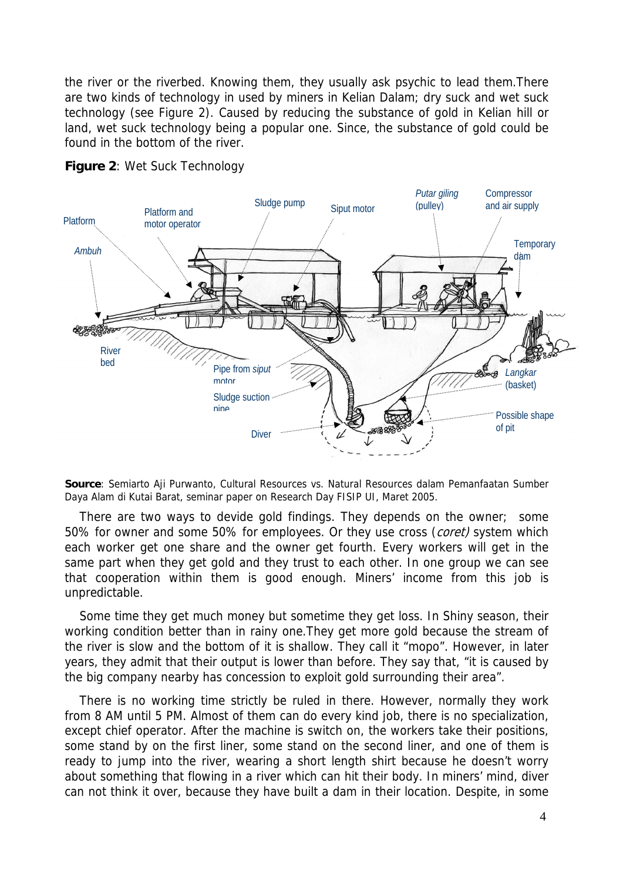the river or the riverbed. Knowing them, they usually ask psychic to lead them.There are two kinds of technology in used by miners in Kelian Dalam; dry suck and wet suck technology (see Figure 2). Caused by reducing the substance of gold in Kelian hill or land, wet suck technology being a popular one. Since, the substance of gold could be found in the bottom of the river.

**Figure 2**: Wet Suck Technology

**Source**: Semiarto Aji Purwanto, Cultural Resources vs. Natural Resources dalam Pemanfaatan Sumber Daya Alam di Kutai Barat, seminar paper on Research Day FISIP UI, Maret 2005.

There are two ways to devide gold findings. They depends on the owner; some 50% for owner and some 50% for employees. Or they use cross (*coret)* system which each worker get one share and the owner get fourth. Every workers will get in the same part when they get gold and they trust to each other. In one group we can see that cooperation within them is good enough. Miners' income from this job is unpredictable.

Some time they get much money but sometime they get loss. In Shiny season, their working condition better than in rainy one.They get more gold because the stream of the river is slow and the bottom of it is shallow. They call it "mopo". However, in later years, they admit that their output is lower than before. They say that, "it is caused by the big company nearby has concession to exploit gold surrounding their area".

There is no working time strictly be ruled in there. However, normally they work from 8 AM until 5 PM. Almost of them can do every kind job, there is no specialization, except chief operator. After the machine is switch on, the workers take their positions, some stand by on the first liner, some stand on the second liner, and one of them is ready to jump into the river, wearing a short length shirt because he doesn't worry about something that flowing in a river which can hit their body. In miners' mind, diver can not think it over, because they have built a dam in their location. Despite, in some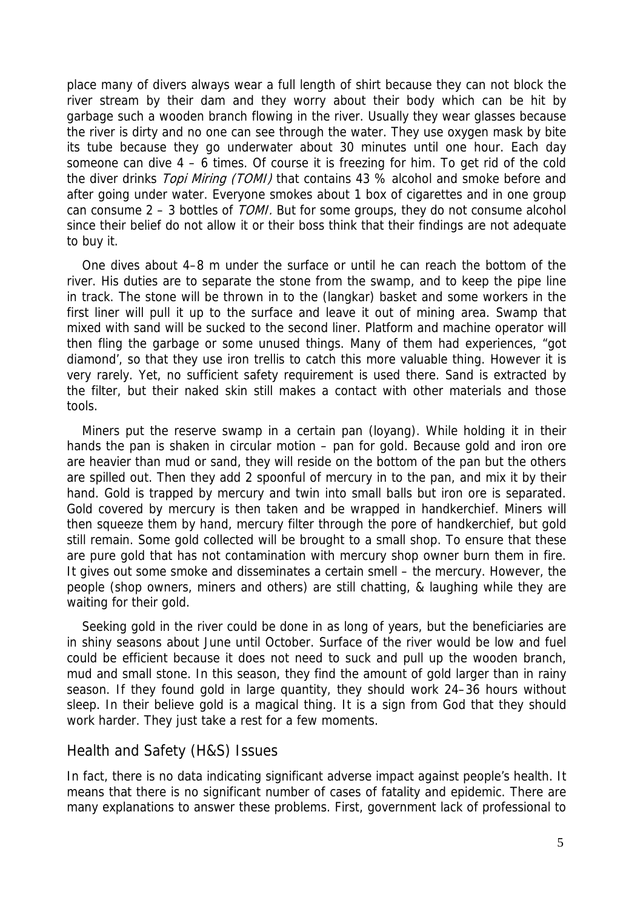place many of divers always wear a full length of shirt because they can not block the river stream by their dam and they worry about their body which can be hit by garbage such a wooden branch flowing in the river. Usually they wear glasses because the river is dirty and no one can see through the water. They use oxygen mask by bite its tube because they go underwater about 30 minutes until one hour. Each day someone can dive 4 – 6 times. Of course it is freezing for him. To get rid of the cold the diver drinks *Topi Miring (TOMI)* that contains 43 % alcohol and smoke before and after going under water. Everyone smokes about 1 box of cigarettes and in one group can consume 2 – 3 bottles of *TOMI*. But for some groups, they do not consume alcohol since their belief do not allow it or their boss think that their findings are not adequate to buy it.

One dives about 4–8 m under the surface or until he can reach the bottom of the river. His duties are to separate the stone from the swamp, and to keep the pipe line in track. The stone will be thrown in to the (langkar) basket and some workers in the first liner will pull it up to the surface and leave it out of mining area. Swamp that mixed with sand will be sucked to the second liner. Platform and machine operator will then fling the garbage or some unused things. Many of them had experiences, "got diamond', so that they use iron trellis to catch this more valuable thing. However it is very rarely. Yet, no sufficient safety requirement is used there. Sand is extracted by the filter, but their naked skin still makes a contact with other materials and those tools.

Miners put the reserve swamp in a certain pan (loyang). While holding it in their hands the pan is shaken in circular motion – pan for gold. Because gold and iron ore are heavier than mud or sand, they will reside on the bottom of the pan but the others are spilled out. Then they add 2 spoonful of mercury in to the pan, and mix it by their hand. Gold is trapped by mercury and twin into small balls but iron ore is separated. Gold covered by mercury is then taken and be wrapped in handkerchief. Miners will then squeeze them by hand, mercury filter through the pore of handkerchief, but gold still remain. Some gold collected will be brought to a small shop. To ensure that these are pure gold that has not contamination with mercury shop owner burn them in fire. It gives out some smoke and disseminates a certain smell – the mercury. However, the people (shop owners, miners and others) are still chatting, & laughing while they are waiting for their gold.

Seeking gold in the river could be done in as long of years, but the beneficiaries are in shiny seasons about June until October. Surface of the river would be low and fuel could be efficient because it does not need to suck and pull up the wooden branch, mud and small stone. In this season, they find the amount of gold larger than in rainy season. If they found gold in large quantity, they should work 24–36 hours without sleep. In their believe gold is a magical thing. It is a sign from God that they should work harder. They just take a rest for a few moments.

## Health and Safety (H&S) Issues

In fact, there is no data indicating significant adverse impact against people's health. It means that there is no significant number of cases of fatality and epidemic. There are many explanations to answer these problems. First, government lack of professional to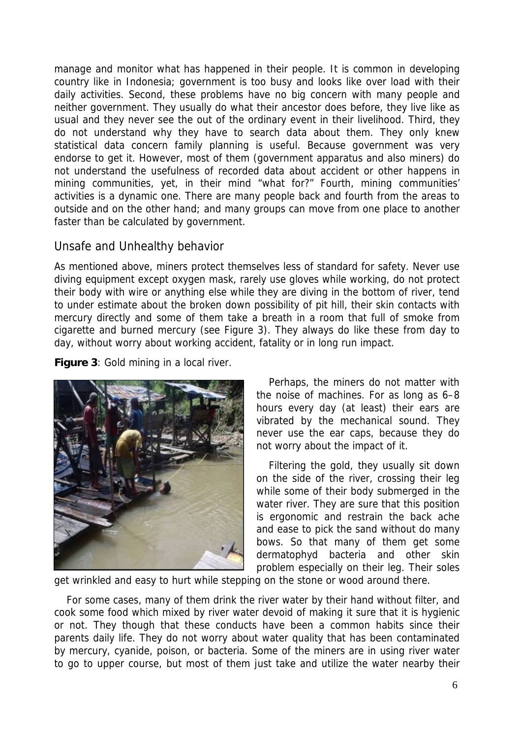manage and monitor what has happened in their people. It is common in developing country like in Indonesia; government is too busy and looks like over load with their daily activities. Second, these problems have no big concern with many people and neither government. They usually do what their ancestor does before, they live like as usual and they never see the out of the ordinary event in their livelihood. Third, they do not understand why they have to search data about them. They only knew statistical data concern family planning is useful. Because government was very endorse to get it. However, most of them (government apparatus and also miners) do not understand the usefulness of recorded data about accident or other happens in mining communities, yet, in their mind "what for?" Fourth, mining communities' activities is a dynamic one. There are many people back and fourth from the areas to outside and on the other hand; and many groups can move from one place to another faster than be calculated by government.

## Unsafe and Unhealthy behavior

As mentioned above, miners protect themselves less of standard for safety. Never use diving equipment except oxygen mask, rarely use gloves while working, do not protect their body with wire or anything else while they are diving in the bottom of river, tend to under estimate about the broken down possibility of pit hill, their skin contacts with mercury directly and some of them take a breath in a room that full of smoke from cigarette and burned mercury (see Figure 3). They always do like these from day to day, without worry about working accident, fatality or in long run impact.

**Figure 3**: Gold mining in a local river.

Perhaps, the miners do not matter with the noise of machines. For as long as 6–8 hours every day (at least) their ears are vibrated by the mechanical sound. They never use the ear caps, because they do not worry about the impact of it.

Filtering the gold, they usually sit down on the side of the river, crossing their leg while some of their body submerged in the water river. They are sure that this position is ergonomic and restrain the back ache and ease to pick the sand without do many bows. So that many of them get some dermatophyd bacteria and other skin problem especially on their leg. Their soles get wrinkled and easy to hurt while stepping on the stone or wood around there.

For some cases, many of them drink the river water by their hand without filter, and cook some food which mixed by river water devoid of making it sure that it is hygienic or not. They though that these conducts have been a common habits since their parents daily life. They do not worry about water quality that has been contaminated by mercury, cyanide, poison, or bacteria. Some of the miners are in using river water to go to upper course, but most of them just take and utilize the water nearby their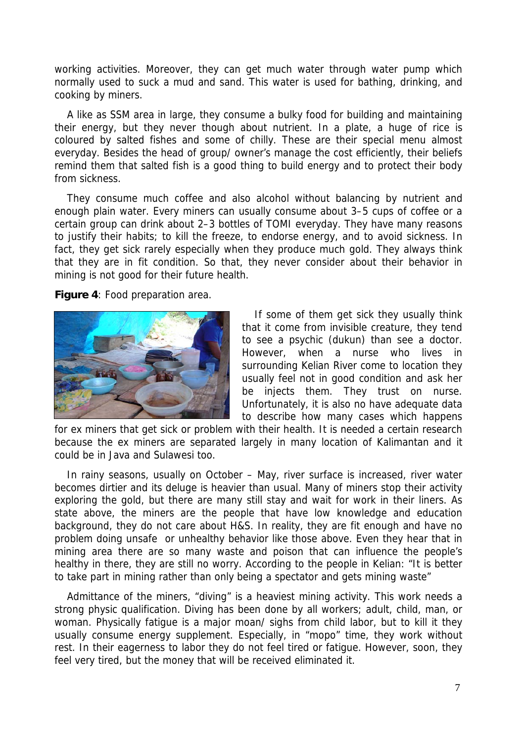working activities. Moreover, they can get much water through water pump which normally used to suck a mud and sand. This water is used for bathing, drinking, and cooking by miners.

A like as SSM area in large, they consume a bulky food for building and maintaining their energy, but they never though about nutrient. In a plate, a huge of rice is coloured by salted fishes and some of chilly. These are their special menu almost everyday. Besides the head of group/ owner's manage the cost efficiently, their beliefs remind them that salted fish is a good thing to build energy and to protect their body from sickness.

They consume much coffee and also alcohol without balancing by nutrient and enough plain water. Every miners can usually consume about 3–5 cups of coffee or a certain group can drink about 2–3 bottles of TOMI everyday. They have many reasons to justify their habits; to kill the freeze, to endorse energy, and to avoid sickness. In fact, they get sick rarely especially when they produce much gold. They always think that they are in fit condition. So that, they never consider about their behavior in mining is not good for their future health.

**Figure 4**: Food preparation area.

If some of them get sick they usually think that it come from invisible creature, they tend to see a psychic (dukun) than see a doctor. However, when a nurse who lives in surrounding Kelian River come to location they usually feel not in good condition and ask her be injects them. They trust on nurse. Unfortunately, it is also no have adequate data to describe how many cases which happens for ex miners that get sick or problem with their health. It is needed a certain research because the ex miners are separated largely in many location of Kalimantan and it could be in Java and Sulawesi too.

In rainy seasons, usually on October – May, river surface is increased, river water becomes dirtier and its deluge is heavier than usual. Many of miners stop their activity exploring the gold, but there are many still stay and wait for work in their liners. As state above, the miners are the people that have low knowledge and education background, they do not care about H&S. In reality, they are fit enough and have no problem doing unsafe or unhealthy behavior like those above. Even they hear that in mining area there are so many waste and poison that can influence the people's healthy in there, they are still no worry. According to the people in Kelian: "It is better to take part in mining rather than only being a spectator and gets mining waste"

Admittance of the miners, "diving" is a heaviest mining activity. This work needs a strong physic qualification. Diving has been done by all workers; adult, child, man, or woman. Physically fatigue is a major moan/ sighs from child labor, but to kill it they usually consume energy supplement. Especially, in "mopo" time, they work without rest. In their eagerness to labor they do not feel tired or fatigue. However, soon, they feel very tired, but the money that will be received eliminated it.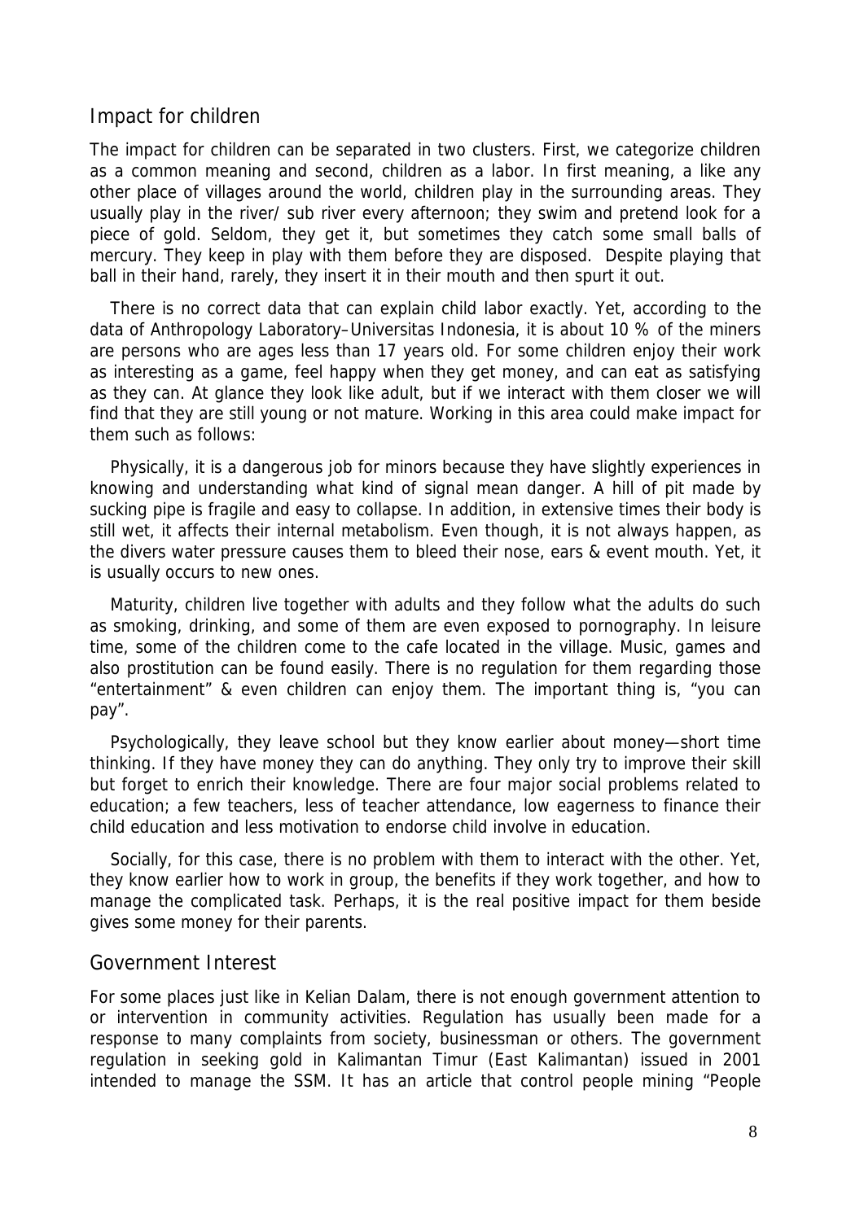## Impact for children

The impact for children can be separated in two clusters. First, we categorize children as a common meaning and second, children as a labor. In first meaning, a like any other place of villages around the world, children play in the surrounding areas. They usually play in the river/ sub river every afternoon; they swim and pretend look for a piece of gold. Seldom, they get it, but sometimes they catch some small balls of mercury. They keep in play with them before they are disposed. Despite playing that ball in their hand, rarely, they insert it in their mouth and then spurt it out.

There is no correct data that can explain child labor exactly. Yet, according to the data of Anthropology Laboratory–Universitas Indonesia, it is about 10 % of the miners are persons who are ages less than 17 years old. For some children enjoy their work as interesting as a game, feel happy when they get money, and can eat as satisfying as they can. At glance they look like adult, but if we interact with them closer we will find that they are still young or not mature. Working in this area could make impact for them such as follows:

Physically, it is a dangerous job for minors because they have slightly experiences in knowing and understanding what kind of signal mean danger. A hill of pit made by sucking pipe is fragile and easy to collapse. In addition, in extensive times their body is still wet, it affects their internal metabolism. Even though, it is not always happen, as the divers water pressure causes them to bleed their nose, ears & event mouth. Yet, it is usually occurs to new ones.

Maturity, children live together with adults and they follow what the adults do such as smoking, drinking, and some of them are even exposed to pornography. In leisure time, some of the children come to the cafe located in the village. Music, games and also prostitution can be found easily. There is no regulation for them regarding those "entertainment" & even children can enjoy them. The important thing is, "you can pay".

Psychologically, they leave school but they know earlier about money—short time thinking. If they have money they can do anything. They only try to improve their skill but forget to enrich their knowledge. There are four major social problems related to education; a few teachers, less of teacher attendance, low eagerness to finance their child education and less motivation to endorse child involve in education.

Socially, for this case, there is no problem with them to interact with the other. Yet, they know earlier how to work in group, the benefits if they work together, and how to manage the complicated task. Perhaps, it is the real positive impact for them beside gives some money for their parents.

## Government Interest

For some places just like in Kelian Dalam, there is not enough government attention to or intervention in community activities. Regulation has usually been made for a response to many complaints from society, businessman or others. The government regulation in seeking gold in Kalimantan Timur (East Kalimantan) issued in 2001 intended to manage the SSM. It has an article that control people mining "People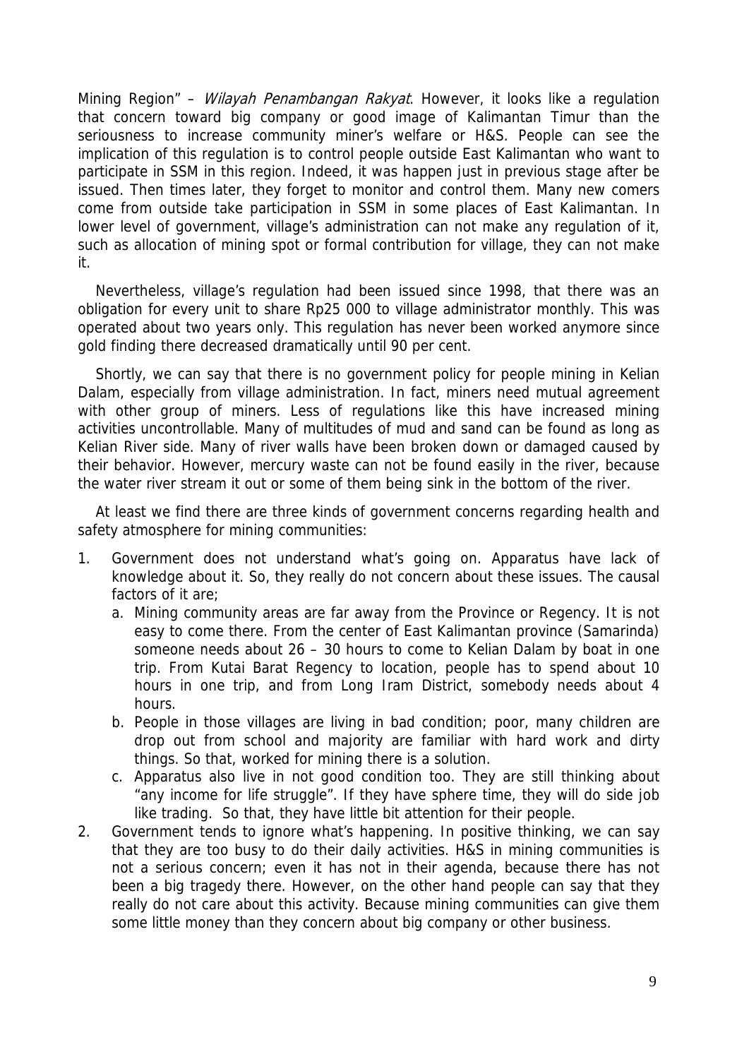Mining Region" – *Wilayah Penambangan Rakyat*. However, it looks like a regulation that concern toward big company or good image of Kalimantan Timur than the seriousness to increase community miner's welfare or H&S. People can see the implication of this regulation is to control people outside East Kalimantan who want to participate in SSM in this region. Indeed, it was happen just in previous stage after be issued. Then times later, they forget to monitor and control them. Many new comers come from outside take participation in SSM in some places of East Kalimantan. In lower level of government, village's administration can not make any regulation of it, such as allocation of mining spot or formal contribution for village, they can not make it.

Nevertheless, village's regulation had been issued since 1998, that there was an obligation for every unit to share Rp25 000 to village administrator monthly. This was operated about two years only. This regulation has never been worked anymore since gold finding there decreased dramatically until 90 per cent.

Shortly, we can say that there is no government policy for people mining in Kelian Dalam, especially from village administration. In fact, miners need mutual agreement with other group of miners. Less of regulations like this have increased mining activities uncontrollable. Many of multitudes of mud and sand can be found as long as Kelian River side. Many of river walls have been broken down or damaged caused by their behavior. However, mercury waste can not be found easily in the river, because the water river stream it out or some of them being sink in the bottom of the river.

At least we find there are three kinds of government concerns regarding health and safety atmosphere for mining communities:

1. Government does not understand what's going on. Apparatus have lack of knowledge about it. So, they really do not concern about these issues. The causal factors of it are;
   a. Mining community areas are far away from the Province or Regency. It is not easy to come there. From the center of East Kalimantan province (Samarinda) someone needs about 26 – 30 hours to come to Kelian Dalam by boat in one trip. From Kutai Barat Regency to location, people has to spend about 10 hours in one trip, and from Long Iram District, somebody needs about 4 hours.
   b. People in those villages are living in bad condition; poor, many children are drop out from school and majority are familiar with hard work and dirty things. So that, worked for mining there is a solution.
   c. Apparatus also live in not good condition too. They are still thinking about "any income for life struggle". If they have sphere time, they will do side job like trading. So that, they have little bit attention for their people.
2. Government tends to ignore what's happening. In positive thinking, we can say that they are too busy to do their daily activities. H&S in mining communities is not a serious concern; even it has not in their agenda, because there has not been a big tragedy there. However, on the other hand people can say that they really do not care about this activity. Because mining communities can give them some little money than they concern about big company or other business.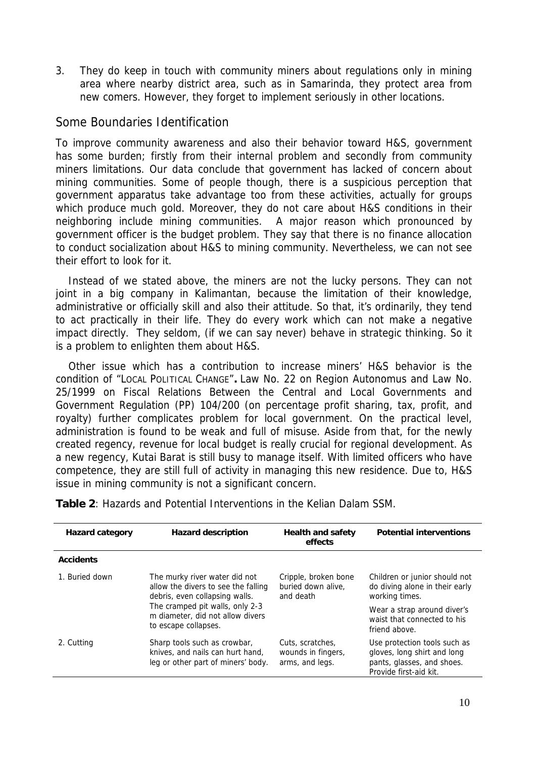3. They do keep in touch with community miners about regulations only in mining area where nearby district area, such as in Samarinda, they protect area from new comers. However, they forget to implement seriously in other locations.

## Some Boundaries Identification

To improve community awareness and also their behavior toward H&S, government has some burden; firstly from their internal problem and secondly from community miners limitations. Our data conclude that government has lacked of concern about mining communities. Some of people though, there is a suspicious perception that government apparatus take advantage too from these activities, actually for groups which produce much gold. Moreover, they do not care about H&S conditions in their neighboring include mining communities. A major reason which pronounced by government officer is the budget problem. They say that there is no finance allocation to conduct socialization about H&S to mining community. Nevertheless, we can not see their effort to look for it.

Instead of we stated above, the miners are not the lucky persons. They can not joint in a big company in Kalimantan, because the limitation of their knowledge, administrative or officially skill and also their attitude. So that, it's ordinarily, they tend to act practically in their life. They do every work which can not make a negative impact directly. They seldom, (if we can say never) behave in strategic thinking. So it is a problem to enlighten them about H&S.

Other issue which has a contribution to increase miners' H&S behavior is the condition of "LOCAL POLITICAL CHANGE"**.** Law No. 22 on Region Autonomus and Law No. 25/1999 on Fiscal Relations Between the Central and Local Governments and Government Regulation (PP) 104/200 (on percentage profit sharing, tax, profit, and royalty) further complicates problem for local government. On the practical level, administration is found to be weak and full of misuse. Aside from that, for the newly created regency, revenue for local budget is really crucial for regional development. As a new regency, Kutai Barat is still busy to manage itself. With limited officers who have competence, they are still full of activity in managing this new residence. Due to, H&S issue in mining community is not a significant concern.

**Table 2**: Hazards and Potential Interventions in the Kelian Dalam SSM.

| Hazard category | Hazard description | Health and safety effects | Potential interventions |
|---|---|---|---|
| **Accidents** | | | |
| 1. Buried down | The murky river water did not allow the divers to see the falling debris, even collapsing walls. The cramped pit walls, only 2-3 m diameter, did not allow divers to escape collapses. | Cripple, broken bone buried down alive, and death | Children or junior should not do diving alone in their early working times. Wear a strap around diver's waist that connected to his friend above. |
| 2. Cutting | Sharp tools such as crowbar, knives, and nails can hurt hand, leg or other part of miners' body. | Cuts, scratches, wounds in fingers, arms, and legs. | Use protection tools such as gloves, long shirt and long pants, glasses, and shoes. Provide first-aid kit. |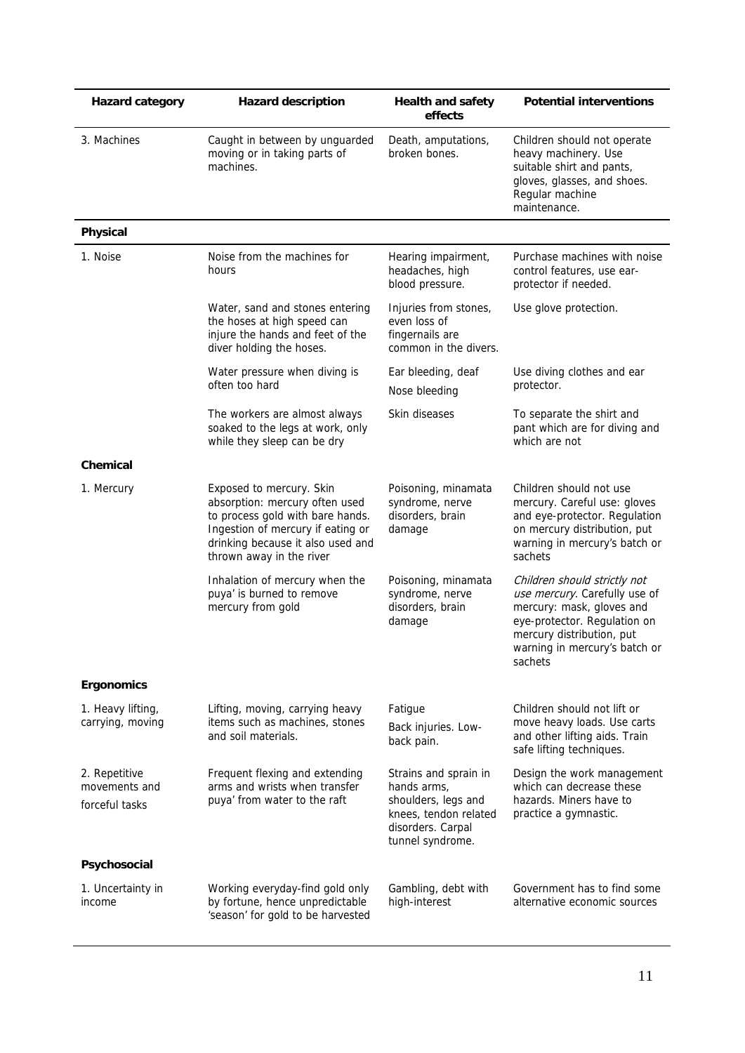| Hazard category | Hazard description | Health and safety effects | Potential interventions |
|---|---|---|---|
| 3. Machines | Caught in between by unguarded moving or in taking parts of machines. | Death, amputations, broken bones. | Children should not operate heavy machinery. Use suitable shirt and pants, gloves, glasses, and shoes. Regular machine maintenance. |
| **Physical** | | | |
| 1. Noise | Noise from the machines for hours | Hearing impairment, headaches, high blood pressure. | Purchase machines with noise control features, use ear-protector if needed. |
| | Water, sand and stones entering the hoses at high speed can injure the hands and feet of the diver holding the hoses. | Injuries from stones, even loss of fingernails are common in the divers. | Use glove protection. |
| | Water pressure when diving is often too hard | Ear bleeding, deaf<br>Nose bleeding | Use diving clothes and ear protector. |
| | The workers are almost always soaked to the legs at work, only while they sleep can be dry | Skin diseases | To separate the shirt and pant which are for diving and which are not |
| **Chemical** | | | |
| 1. Mercury | Exposed to mercury. Skin absorption: mercury often used to process gold with bare hands. Ingestion of mercury if eating or drinking because it also used and thrown away in the river | Poisoning, minamata syndrome, nerve disorders, brain damage | Children should not use mercury. Careful use: gloves and eye-protector. Regulation on mercury distribution, put warning in mercury's batch or sachets |
| | Inhalation of mercury when the puya' is burned to remove mercury from gold | Poisoning, minamata syndrome, nerve disorders, brain damage | *Children should strictly not use mercury.* Carefully use of mercury: mask, gloves and eye-protector. Regulation on mercury distribution, put warning in mercury's batch or sachets |
| **Ergonomics** | | | |
| 1. Heavy lifting, carrying, moving | Lifting, moving, carrying heavy items such as machines, stones and soil materials. | Fatigue<br>Back injuries. Low-back pain. | Children should not lift or move heavy loads. Use carts and other lifting aids. Train safe lifting techniques. |
| 2. Repetitive movements and forceful tasks | Frequent flexing and extending arms and wrists when transfer puya' from water to the raft | Strains and sprain in hands arms, shoulders, legs and knees, tendon related disorders. Carpal tunnel syndrome. | Design the work management which can decrease these hazards. Miners have to practice a gymnastic. |
| **Psychosocial** | | | |
| 1. Uncertainty in income | Working everyday-find gold only by fortune, hence unpredictable 'season' for gold to be harvested | Gambling, debt with high-interest | Government has to find some alternative economic sources |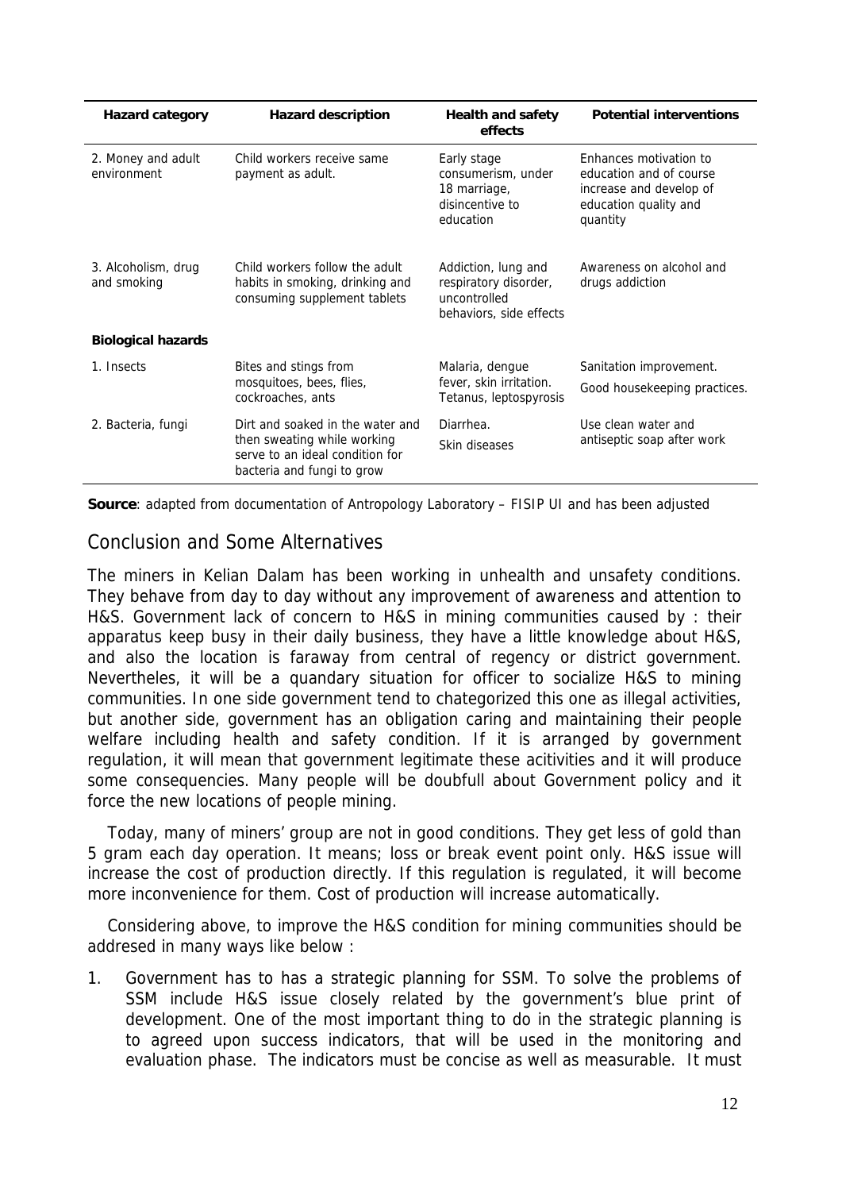| Hazard category | Hazard description | Health and safety effects | Potential interventions |
|---|---|---|---|
| 2. Money and adult environment | Child workers receive same payment as adult. | Early stage consumerism, under 18 marriage, disincentive to education | Enhances motivation to education and of course increase and develop of education quality and quantity |
| 3. Alcoholism, drug and smoking | Child workers follow the adult habits in smoking, drinking and consuming supplement tablets | Addiction, lung and respiratory disorder, uncontrolled behaviors, side effects | Awareness on alcohol and drugs addiction |
| **Biological hazards** | | | |
| 1. Insects | Bites and stings from mosquitoes, bees, flies, cockroaches, ants | Malaria, dengue fever, skin irritation. Tetanus, leptospyrosis | Sanitation improvement. Good housekeeping practices. |
| 2. Bacteria, fungi | Dirt and soaked in the water and then sweating while working serve to an ideal condition for bacteria and fungi to grow | Diarrhea. Skin diseases | Use clean water and antiseptic soap after work |

**Source**: adapted from documentation of Antropology Laboratory – FISIP UI and has been adjusted

## Conclusion and Some Alternatives

The miners in Kelian Dalam has been working in unhealth and unsafety conditions. They behave from day to day without any improvement of awareness and attention to H&S. Government lack of concern to H&S in mining communities caused by : their apparatus keep busy in their daily business, they have a little knowledge about H&S, and also the location is faraway from central of regency or district government. Nevertheles, it will be a quandary situation for officer to socialize H&S to mining communities. In one side government tend to chategorized this one as illegal activities, but another side, government has an obligation caring and maintaining their people welfare including health and safety condition. If it is arranged by government regulation, it will mean that government legitimate these acitivities and it will produce some consequencies. Many people will be doubfull about Government policy and it force the new locations of people mining.

Today, many of miners' group are not in good conditions. They get less of gold than 5 gram each day operation. It means; loss or break event point only. H&S issue will increase the cost of production directly. If this regulation is regulated, it will become more inconvenience for them. Cost of production will increase automatically.

Considering above, to improve the H&S condition for mining communities should be addresed in many ways like below :

1. Government has to has a strategic planning for SSM. To solve the problems of SSM include H&S issue closely related by the government's blue print of development. One of the most important thing to do in the strategic planning is to agreed upon success indicators, that will be used in the monitoring and evaluation phase. The indicators must be concise as well as measurable. It must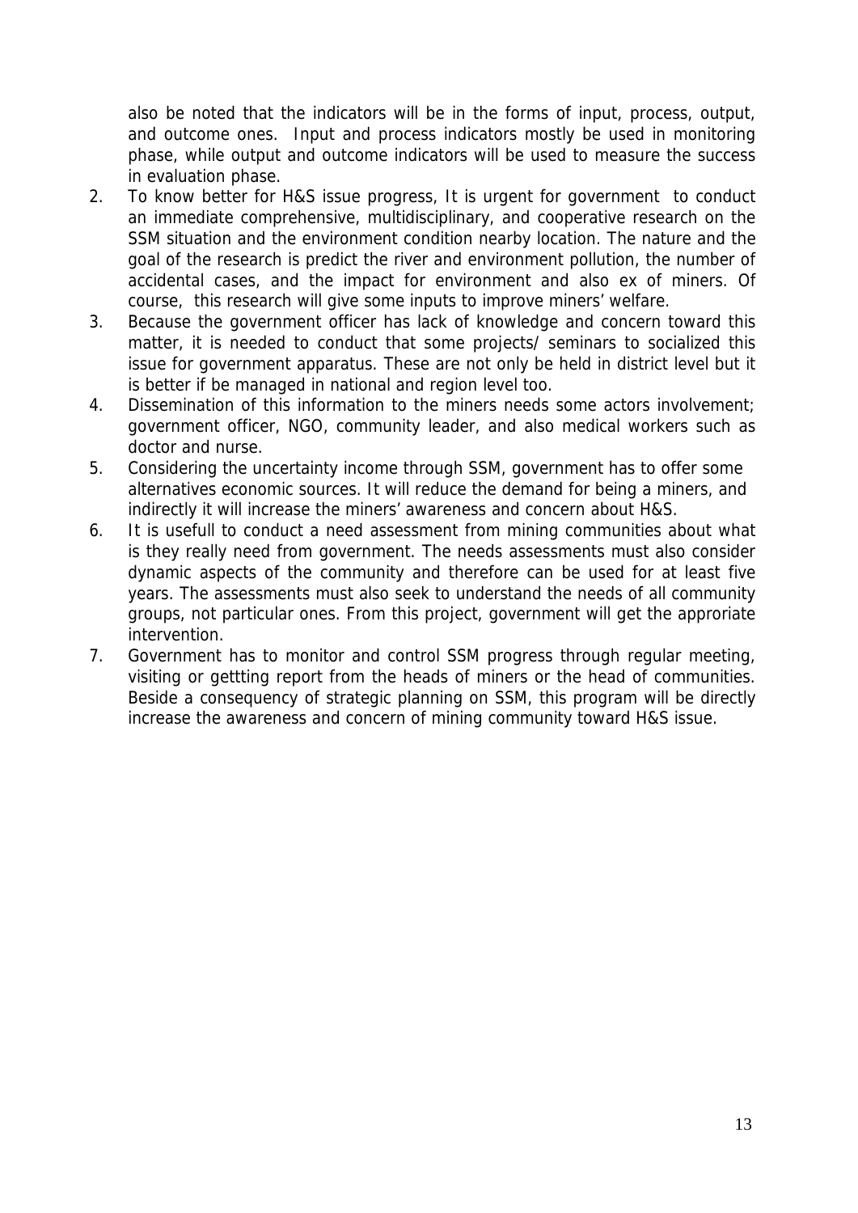also be noted that the indicators will be in the forms of input, process, output, and outcome ones. Input and process indicators mostly be used in monitoring phase, while output and outcome indicators will be used to measure the success in evaluation phase.

2. To know better for H&S issue progress, It is urgent for government to conduct an immediate comprehensive, multidisciplinary, and cooperative research on the SSM situation and the environment condition nearby location. The nature and the goal of the research is predict the river and environment pollution, the number of accidental cases, and the impact for environment and also ex of miners. Of course, this research will give some inputs to improve miners' welfare.
3. Because the government officer has lack of knowledge and concern toward this matter, it is needed to conduct that some projects/ seminars to socialized this issue for government apparatus. These are not only be held in district level but it is better if be managed in national and region level too.
4. Dissemination of this information to the miners needs some actors involvement; government officer, NGO, community leader, and also medical workers such as doctor and nurse.
5. Considering the uncertainty income through SSM, government has to offer some alternatives economic sources. It will reduce the demand for being a miners, and indirectly it will increase the miners' awareness and concern about H&S.
6. It is usefull to conduct a need assessment from mining communities about what is they really need from government. The needs assessments must also consider dynamic aspects of the community and therefore can be used for at least five years. The assessments must also seek to understand the needs of all community groups, not particular ones. From this project, government will get the approriate intervention.
7. Government has to monitor and control SSM progress through regular meeting, visiting or gettting report from the heads of miners or the head of communities. Beside a consequency of strategic planning on SSM, this program will be directly increase the awareness and concern of mining community toward H&S issue.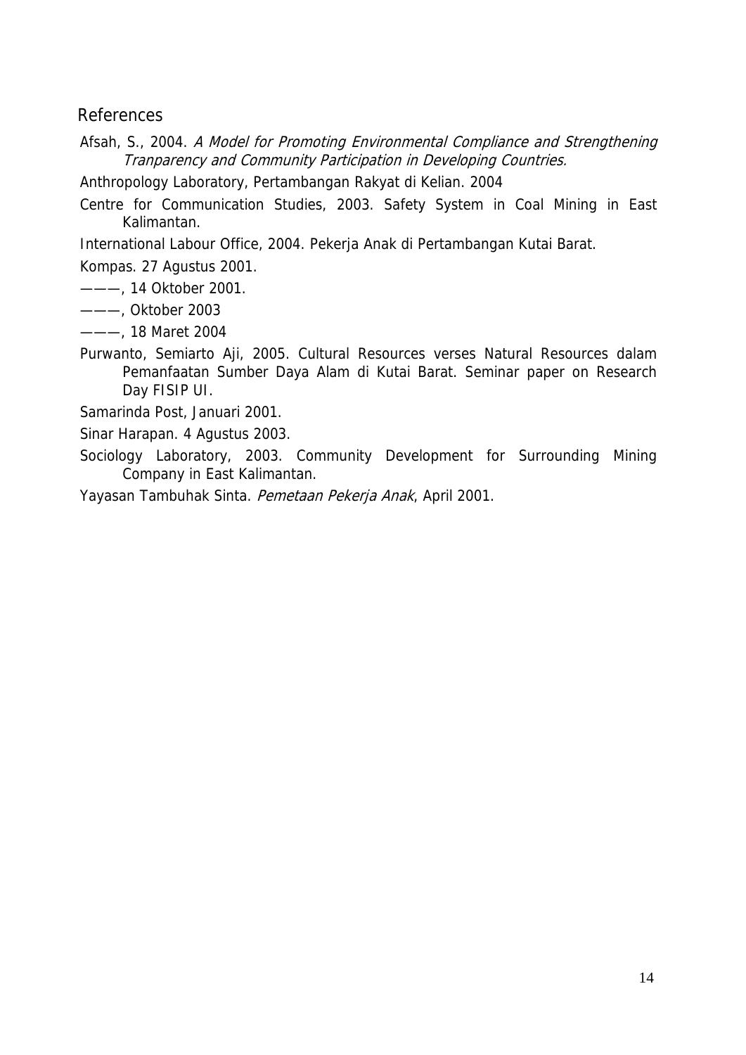## References

Afsah, S., 2004. *A Model for Promoting Environmental Compliance and Strengthening Tranparency and Community Participation in Developing Countries.*

Anthropology Laboratory, Pertambangan Rakyat di Kelian. 2004

Centre for Communication Studies, 2003. Safety System in Coal Mining in East Kalimantan.

International Labour Office, 2004. Pekerja Anak di Pertambangan Kutai Barat.

Kompas. 27 Agustus 2001.

———, 14 Oktober 2001.

———, Oktober 2003

———, 18 Maret 2004

Purwanto, Semiarto Aji, 2005. Cultural Resources verses Natural Resources dalam Pemanfaatan Sumber Daya Alam di Kutai Barat. Seminar paper on Research Day FISIP UI.

Samarinda Post, Januari 2001.

Sinar Harapan. 4 Agustus 2003.

Sociology Laboratory, 2003. Community Development for Surrounding Mining Company in East Kalimantan.

Yayasan Tambuhak Sinta. *Pemetaan Pekerja Anak*, April 2001.